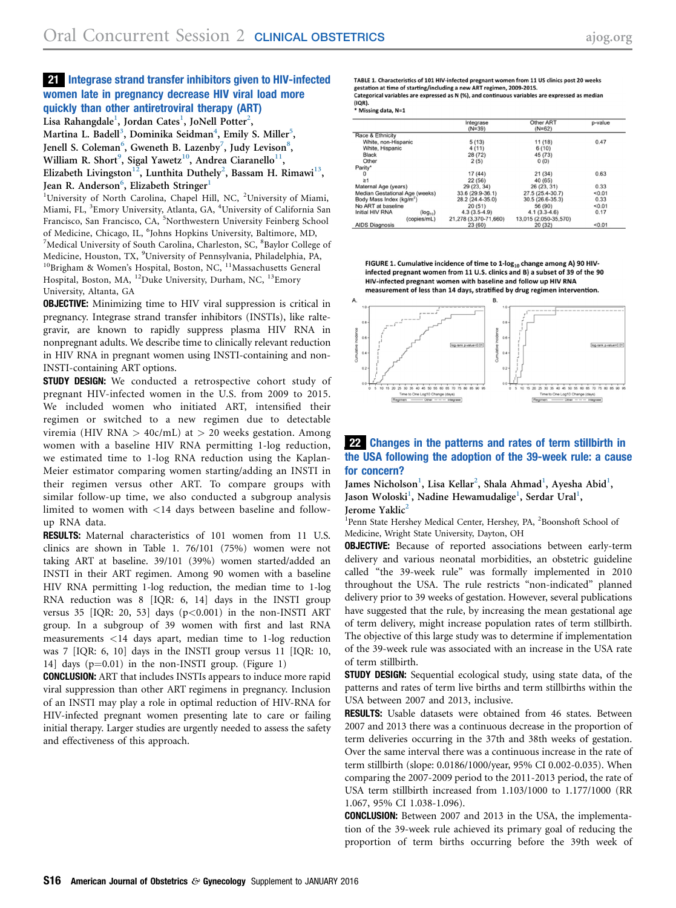## 21 Integrase strand transfer inhibitors given to HIV-infected women late in pregnancy decrease HIV viral load more quickly than other antiretroviral therapy (ART)

Lisa Rahangdale[1], Jordan Cates[1], JoNell Potter[2], Martina L. Badell[3], Dominika Seidman[4], Emily S. Miller[5], Jenell S. Coleman[6], Gweneth B. Lazenby[7], Judy Levison[8], William R. Short[9], Sigal Yawetz[10], Andrea Ciaranello[11], Elizabeth Livingston[12], Lunthita Duthely[2], Bassam H. Rimawi[13], Jean R. Anderson[6], Elizabeth Stringer[1]

[1]University of North Carolina, Chapel Hill, NC, [2]University of Miami, Miami, FL, [3]Emory University, Atlanta, GA, [4]University of California San Francisco, San Francisco, CA, [5]Northwestern University Feinberg School of Medicine, Chicago, IL, [6]Johns Hopkins University, Baltimore, MD, [7]Medical University of South Carolina, Charleston, SC, [8]Baylor College of Medicine, Houston, TX, [9]University of Pennsylvania, Philadelphia, PA, [10]Brigham & Women's Hospital, Boston, NC, [11]Massachusetts General Hospital, Boston, MA, [12]Duke University, Durham, NC, [13]Emory University, Altanta, GA

**OBJECTIVE:** Minimizing time to HIV viral suppression is critical in pregnancy. Integrase strand transfer inhibitors (INSTIs), like raltegravir, are known to rapidly suppress plasma HIV RNA in nonpregnant adults. We describe time to clinically relevant reduction in HIV RNA in pregnant women using INSTI-containing and non-INSTI-containing ART options.

**STUDY DESIGN:** We conducted a retrospective cohort study of pregnant HIV-infected women in the U.S. from 2009 to 2015. We included women who initiated ART, intensified their regimen or switched to a new regimen due to detectable viremia (HIV RNA > 40c/mL) at > 20 weeks gestation. Among women with a baseline HIV RNA permitting 1-log reduction, we estimated time to 1-log RNA reduction using the Kaplan-Meier estimator comparing women starting/adding an INSTI in their regimen versus other ART. To compare groups with similar follow-up time, we also conducted a subgroup analysis limited to women with <14 days between baseline and follow-up RNA data.

**RESULTS:** Maternal characteristics of 101 women from 11 U.S. clinics are shown in Table 1. 76/101 (75%) women were not taking ART at baseline. 39/101 (39%) women started/added an INSTI in their ART regimen. Among 90 women with a baseline HIV RNA permitting 1-log reduction, the median time to 1-log RNA reduction was 8 [IQR: 6, 14] days in the INSTI group versus 35 [IQR: 20, 53] days (p<0.001) in the non-INSTI ART group. In a subgroup of 39 women with first and last RNA measurements <14 days apart, median time to 1-log reduction was 7 [IQR: 6, 10] days in the INSTI group versus 11 [IQR: 10, 14] days (p=0.01) in the non-INSTI group. (Figure 1)

**CONCLUSION:** ART that includes INSTIs appears to induce more rapid viral suppression than other ART regimens in pregnancy. Inclusion of an INSTI may play a role in optimal reduction of HIV-RNA for HIV-infected pregnant women presenting late to care or failing initial therapy. Larger studies are urgently needed to assess the safety and effectiveness of this approach.

TABLE 1. Characteristics of 101 HIV-infected pregnant women from 11 US clinics post 20 weeks gestation at time of starting/including a new ART regimen, 2009-2015.
Categorical variables are expressed as N (%), and continuous variables are expressed as median (IQR).
\* Missing data, N=1

| | Integrase (N=39) | Other ART (N=62) | p-value |
|---|---|---|---|
| Race & Ethnicity | | | |
| White, non-Hispanic | 5 (13) | 11 (18) | 0.47 |
| White, Hispanic | 4 (11) | 6 (10) | |
| Black | 28 (72) | 45 (73) | |
| Other | 2 (5) | 0 (0) | |
| Parity* | | | |
| 0 | 17 (44) | 21 (34) | 0.63 |
| ≥1 | 22 (56) | 40 (65) | |
| Maternal Age (years) | 29 (23, 34) | 26 (23, 31) | 0.33 |
| Median Gestational Age (weeks) | 33.6 (29.9-36.1) | 27.5 (25.4-30.7) | <0.01 |
| Body Mass Index (kg/m²) | 28.2 (24.4-35.0) | 30.5 (26.6-35.3) | 0.33 |
| No ART at baseline | 20 (51) | 56 (90) | <0.01 |
| Initial HIV RNA ($\log_{10}$) | 4.3 (3.5-4.9) | 4.1 (3.3-4.6) | 0.17 |
| (copies/mL) | 21,278 (3,370-71,660) | 13,015 (2,050-35,570) | |
| AIDS Diagnosis | 23 (60) | 20 (32) | <0.01 |

FIGURE 1. Cumulative incidence of time to 1-$\log_{10}$ change among A) 90 HIV-infected pregnant women from 11 U.S. clinics and B) a subset of 39 of the 90 HIV-infected pregnant women with baseline and follow up HIV RNA measurement of less than 14 days, stratified by drug regimen intervention.

## 22 Changes in the patterns and rates of term stillbirth in the USA following the adoption of the 39-week rule: a cause for concern?

James Nicholson[1], Lisa Kellar[2], Shala Ahmad[1], Ayesha Abid[1], Jason Woloski[1], Nadine Hewamudalige[1], Serdar Ural[1], Jerome Yaklic[2]

[1]Penn State Hershey Medical Center, Hershey, PA, [2]Boonshoft School of Medicine, Wright State University, Dayton, OH

**OBJECTIVE:** Because of reported associations between early-term delivery and various neonatal morbidities, an obstetric guideline called "the 39-week rule" was formally implemented in 2010 throughout the USA. The rule restricts "non-indicated" planned delivery prior to 39 weeks of gestation. However, several publications have suggested that the rule, by increasing the mean gestational age of term delivery, might increase population rates of term stillbirth. The objective of this large study was to determine if implementation of the 39-week rule was associated with an increase in the USA rate of term stillbirth.

**STUDY DESIGN:** Sequential ecological study, using state data, of the patterns and rates of term live births and term stillbirths within the USA between 2007 and 2013, inclusive.

**RESULTS:** Usable datasets were obtained from 46 states. Between 2007 and 2013 there was a continuous decrease in the proportion of term deliveries occurring in the 37th and 38th weeks of gestation. Over the same interval there was a continuous increase in the rate of term stillbirth (slope: 0.0186/1000/year, 95% CI 0.002-0.035). When comparing the 2007-2009 period to the 2011-2013 period, the rate of USA term stillbirth increased from 1.103/1000 to 1.177/1000 (RR 1.067, 95% CI 1.038-1.096).

**CONCLUSION:** Between 2007 and 2013 in the USA, the implementation of the 39-week rule achieved its primary goal of reducing the proportion of term births occurring before the 39th week of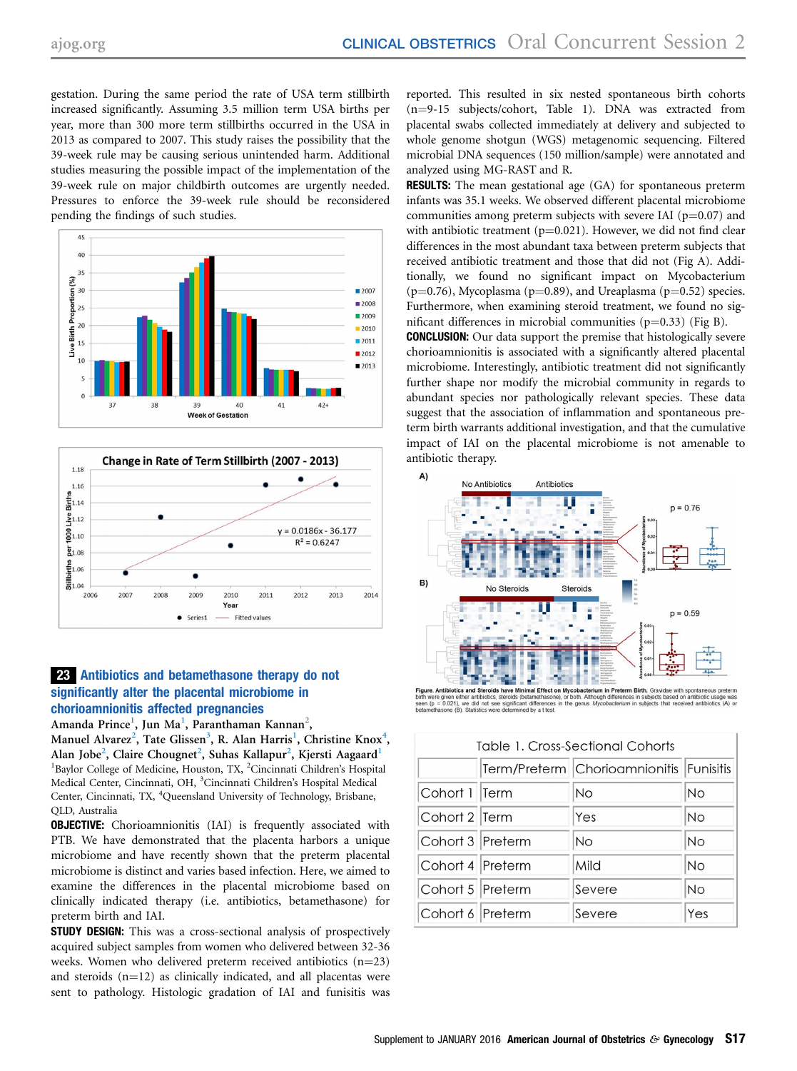gestation. During the same period the rate of USA term stillbirth increased significantly. Assuming 3.5 million term USA births per year, more than 300 more term stillbirths occurred in the USA in 2013 as compared to 2007. This study raises the possibility that the 39-week rule may be causing serious unintended harm. Additional studies measuring the possible impact of the implementation of the 39-week rule on major childbirth outcomes are urgently needed. Pressures to enforce the 39-week rule should be reconsidered pending the findings of such studies.

Live Birth Proportion (%)
45
40
35
30
25
20
15
10
5
0
37 38 39 40 41 42+
Week of Gestation
2007
2008
2009
2010
2011
2012
2013

Change in Rate of Term Stillbirth (2007 - 2013)
Stillbirths per 1000 Live Births
1.18
1.16
1.14
1.12
1.10
1.08
1.06
1.04
2006 2007 2008 2009 2010 2011 2012 2013 2014
Year
y = 0.0186x - 36.177
R² = 0.6247
Series1 — Fitted values

## 23 Antibiotics and betamethasone therapy do not significantly alter the placental microbiome in chorioamnionitis affected pregnancies

Amanda Prince[1], Jun Ma[1], Paranthaman Kannan[2], Manuel Alvarez[2], Tate Glissen[3], R. Harris[1], Christine Knox[4], Alan Jobe[2], Claire Chougnet[2], Suhas Kallapur[2], Kjersti Aagaard[1]

[1]Baylor College of Medicine, Houston, TX, [2]Cincinnati Children's Hospital Medical Center, Cincinnati, OH, [3]Cincinnati Children's Hospital Medical Center, Cincinnati, TX, [4]Queensland University of Technology, Brisbane, QLD, Australia

**OBJECTIVE:** Chorioamnionitis (IAI) is frequently associated with PTB. We have demonstrated that the placenta harbors a unique microbiome and have recently shown that the preterm placental microbiome is distinct and varies based infection. Here, we aimed to examine the differences in the placental microbiome based on clinically indicated therapy (i.e. antibiotics, betamethasone) for preterm birth and IAI.

**STUDY DESIGN:** This was a cross-sectional analysis of prospectively acquired subject samples from women who delivered between 32-36 weeks. Women who delivered preterm received antibiotics (n=23) and steroids (n=12) as clinically indicated, and all placentas were sent to pathology. Histologic gradation of IAI and funisitis was reported. This resulted in six nested spontaneous birth cohorts (n=9-15 subjects/cohort, Table 1). DNA was extracted from placental swabs collected immediately at delivery and subjected to whole genome shotgun (WGS) metagenomic sequencing. Filtered microbial DNA sequences (150 million/sample) were annotated and analyzed using MG-RAST and R.

**RESULTS:** The mean gestational age (GA) for spontaneous preterm infants was 35.1 weeks. We observed different placental microbiome communities among preterm subjects with severe IAI (p=0.07) and with antibiotic treatment (p=0.021). However, we did not find clear differences in the most abundant taxa between preterm subjects that received antibiotic treatment and those that did not (Fig A). Additionally, we found no significant impact on Mycobacterium (p=0.76), Mycoplasma (p=0.89), and Ureaplasma (p=0.52) species. Furthermore, when examining steroid treatment, we found no significant differences in microbial communities (p=0.33) (Fig B).

**CONCLUSION:** Our data support the premise that histologically severe chorioamnionitis is associated with a significantly altered placental microbiome. Interestingly, antibiotic treatment did not significantly further shape nor modify the microbial community in regards to abundant species nor pathologically relevant species. These data suggest that the association of inflammation and spontaneous preterm birth warrants additional investigation, and that the cumulative impact of IAI on the placental microbiome is not amenable to antibiotic therapy.

A)
No Antibiotics Antibiotics
p = 0.76
Abundance of Mycobacterium

B)
No Steroids Steroids
p = 0.59
Abundance of Mycobacterium

**Figure. Antibiotics and Steroids have Minimal Effect on Mycobacterium in Preterm Birth.** Gravidae with spontaneous preterm birth were given either antibiotics, steroids (betamethasone), or both. Although differences in subjects based on antibiotic usage was seen (p = 0.021), we did not see significant differences in the genus *Mycobacterium* in subjects that received antibiotics (A) or betamethasone (B). Statistics were determined by a t test.

Table 1. Cross-Sectional Cohorts

| | Term/Preterm | Chorioamnionitis | Funisitis |
|---|---|---|---|
| Cohort 1 | Term | No | No |
| Cohort 2 | Term | Yes | No |
| Cohort 3 | Preterm | No | No |
| Cohort 4 | Preterm | Mild | No |
| Cohort 5 | Preterm | Severe | No |
| Cohort 6 | Preterm | Severe | Yes |